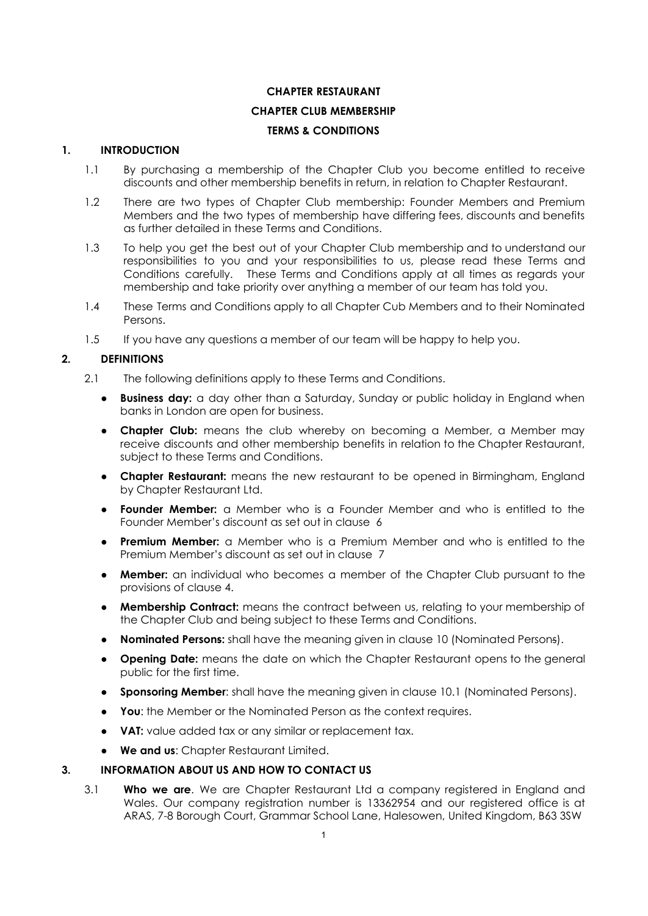# CHAPTER RESTAURANT

## CHAPTER CLUB MEMBERSHIP

## TERMS & CONDITIONS

### 1. INTRODUCTION

1.1 By purchasing a membership of the Chapter Club you become entitled to receive discounts and other membership benefits in return, in relation to Chapter Restaurant.

1.2 There are two types of Chapter Club membership: Founder Members and Premium Members and the two types of membership have differing fees, discounts and benefits as further detailed in these Terms and Conditions.

1.3 To help you get the best out of your Chapter Club membership and to understand our responsibilities to you and your responsibilities to us, please read these Terms and Conditions carefully. These Terms and Conditions apply at all times as regards your membership and take priority over anything a member of our team has told you.

1.4 These Terms and Conditions apply to all Chapter Cub Members and to their Nominated Persons.

1.5 If you have any questions a member of our team will be happy to help you.

### 2. DEFINITIONS

2.1 The following definitions apply to these Terms and Conditions.

- **Business day:** a day other than a Saturday, Sunday or public holiday in England when banks in London are open for business.
- **Chapter Club:** means the club whereby on becoming a Member, a Member may receive discounts and other membership benefits in relation to the Chapter Restaurant, subject to these Terms and Conditions.
- **Chapter Restaurant:** means the new restaurant to be opened in Birmingham, England by Chapter Restaurant Ltd.
- **Founder Member:** a Member who is a Founder Member and who is entitled to the Founder Member's discount as set out in clause 6
- **Premium Member:** a Member who is a Premium Member and who is entitled to the Premium Member's discount as set out in clause 7
- **Member:** an individual who becomes a member of the Chapter Club pursuant to the provisions of clause 4.
- **Membership Contract:** means the contract between us, relating to your membership of the Chapter Club and being subject to these Terms and Conditions.
- **Nominated Persons:** shall have the meaning given in clause 10 (Nominated Persons).
- **Opening Date:** means the date on which the Chapter Restaurant opens to the general public for the first time.
- **Sponsoring Member**: shall have the meaning given in clause 10.1 (Nominated Persons).
- **You**: the Member or the Nominated Person as the context requires.
- **VAT:** value added tax or any similar or replacement tax.
- **We and us**: Chapter Restaurant Limited.

### 3. INFORMATION ABOUT US AND HOW TO CONTACT US

3.1 **Who we are**. We are Chapter Restaurant Ltd a company registered in England and Wales. Our company registration number is 13362954 and our registered office is at ARAS, 7-8 Borough Court, Grammar School Lane, Halesowen, United Kingdom, B63 3SW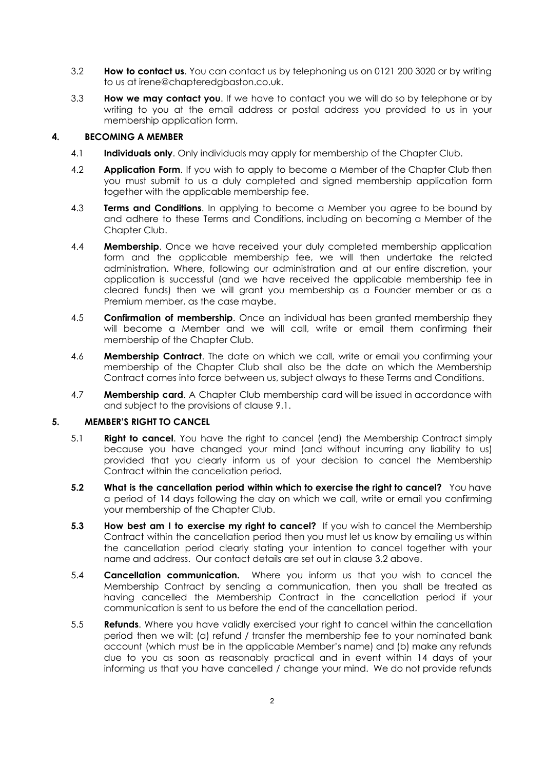3.2 **How to contact us**. You can contact us by telephoning us on 0121 200 3020 or by writing to us at irene@chapteredgbaston.co.uk.

3.3 **How we may contact you**. If we have to contact you we will do so by telephone or by writing to you at the email address or postal address you provided to us in your membership application form.

## 4. BECOMING A MEMBER

4.1 **Individuals only**. Only individuals may apply for membership of the Chapter Club.

4.2 **Application Form**. If you wish to apply to become a Member of the Chapter Club then you must submit to us a duly completed and signed membership application form together with the applicable membership fee.

4.3 **Terms and Conditions**. In applying to become a Member you agree to be bound by and adhere to these Terms and Conditions, including on becoming a Member of the Chapter Club.

4.4 **Membership**. Once we have received your duly completed membership application form and the applicable membership fee, we will then undertake the related administration. Where, following our administration and at our entire discretion, your application is successful (and we have received the applicable membership fee in cleared funds) then we will grant you membership as a Founder member or as a Premium member, as the case maybe.

4.5 **Confirmation of membership**. Once an individual has been granted membership they will become a Member and we will call, write or email them confirming their membership of the Chapter Club.

4.6 **Membership Contract**. The date on which we call, write or email you confirming your membership of the Chapter Club shall also be the date on which the Membership Contract comes into force between us, subject always to these Terms and Conditions.

4.7 **Membership card**. A Chapter Club membership card will be issued in accordance with and subject to the provisions of clause 9.1.

## 5. MEMBER'S RIGHT TO CANCEL

5.1 **Right to cancel**. You have the right to cancel (end) the Membership Contract simply because you have changed your mind (and without incurring any liability to us) provided that you clearly inform us of your decision to cancel the Membership Contract within the cancellation period.

**5.2 What is the cancellation period within which to exercise the right to cancel?** You have a period of 14 days following the day on which we call, write or email you confirming your membership of the Chapter Club.

**5.3 How best am I to exercise my right to cancel?** If you wish to cancel the Membership Contract within the cancellation period then you must let us know by emailing us within the cancellation period clearly stating your intention to cancel together with your name and address. Our contact details are set out in clause 3.2 above.

5.4 **Cancellation communication.** Where you inform us that you wish to cancel the Membership Contract by sending a communication, then you shall be treated as having cancelled the Membership Contract in the cancellation period if your communication is sent to us before the end of the cancellation period.

5.5 **Refunds**. Where you have validly exercised your right to cancel within the cancellation period then we will: (a) refund / transfer the membership fee to your nominated bank account (which must be in the applicable Member's name) and (b) make any refunds due to you as soon as reasonably practical and in event within 14 days of your informing us that you have cancelled / change your mind. We do not provide refunds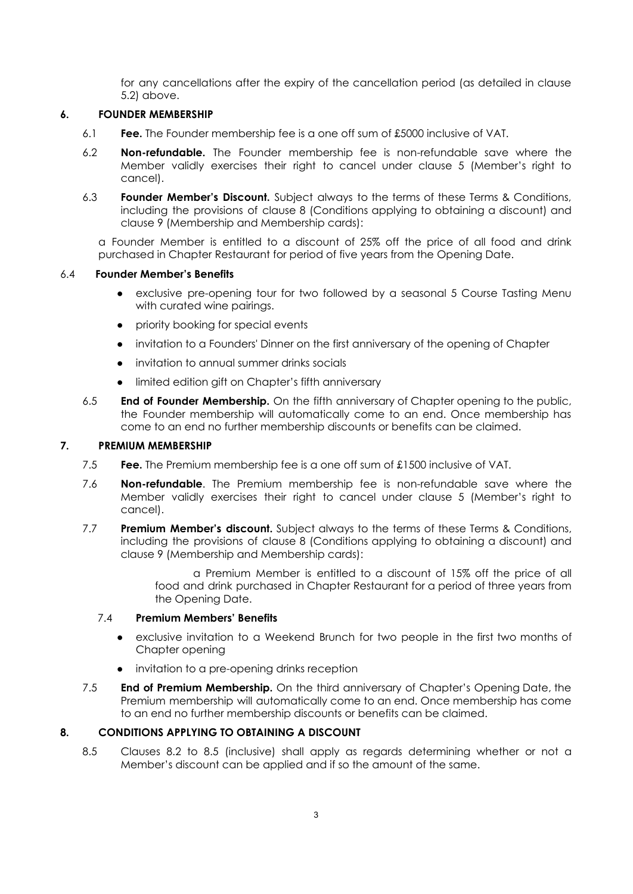for any cancellations after the expiry of the cancellation period (as detailed in clause 5.2) above.

## 6. FOUNDER MEMBERSHIP

6.1 **Fee.** The Founder membership fee is a one off sum of £5000 inclusive of VAT.

6.2 **Non-refundable.** The Founder membership fee is non-refundable save where the Member validly exercises their right to cancel under clause 5 (Member's right to cancel).

6.3 **Founder Member's Discount.** Subject always to the terms of these Terms & Conditions, including the provisions of clause 8 (Conditions applying to obtaining a discount) and clause 9 (Membership and Membership cards):

a Founder Member is entitled to a discount of 25% off the price of all food and drink purchased in Chapter Restaurant for period of five years from the Opening Date.

6.4 **Founder Member's Benefits**

- exclusive pre-opening tour for two followed by a seasonal 5 Course Tasting Menu with curated wine pairings.
- priority booking for special events
- invitation to a Founders' Dinner on the first anniversary of the opening of Chapter
- invitation to annual summer drinks socials
- limited edition gift on Chapter's fifth anniversary

6.5 **End of Founder Membership.** On the fifth anniversary of Chapter opening to the public, the Founder membership will automatically come to an end. Once membership has come to an end no further membership discounts or benefits can be claimed.

## 7. PREMIUM MEMBERSHIP

7.5 **Fee.** The Premium membership fee is a one off sum of £1500 inclusive of VAT.

7.6 **Non-refundable**. The Premium membership fee is non-refundable save where the Member validly exercises their right to cancel under clause 5 (Member's right to cancel).

7.7 **Premium Member's discount.** Subject always to the terms of these Terms & Conditions, including the provisions of clause 8 (Conditions applying to obtaining a discount) and clause 9 (Membership and Membership cards):

a Premium Member is entitled to a discount of 15% off the price of all food and drink purchased in Chapter Restaurant for a period of three years from the Opening Date.

7.4 **Premium Members' Benefits**

- exclusive invitation to a Weekend Brunch for two people in the first two months of Chapter opening
- invitation to a pre-opening drinks reception

7.5 **End of Premium Membership.** On the third anniversary of Chapter's Opening Date, the Premium membership will automatically come to an end. Once membership has come to an end no further membership discounts or benefits can be claimed.

## 8. CONDITIONS APPLYING TO OBTAINING A DISCOUNT

8.5 Clauses 8.2 to 8.5 (inclusive) shall apply as regards determining whether or not a Member's discount can be applied and if so the amount of the same.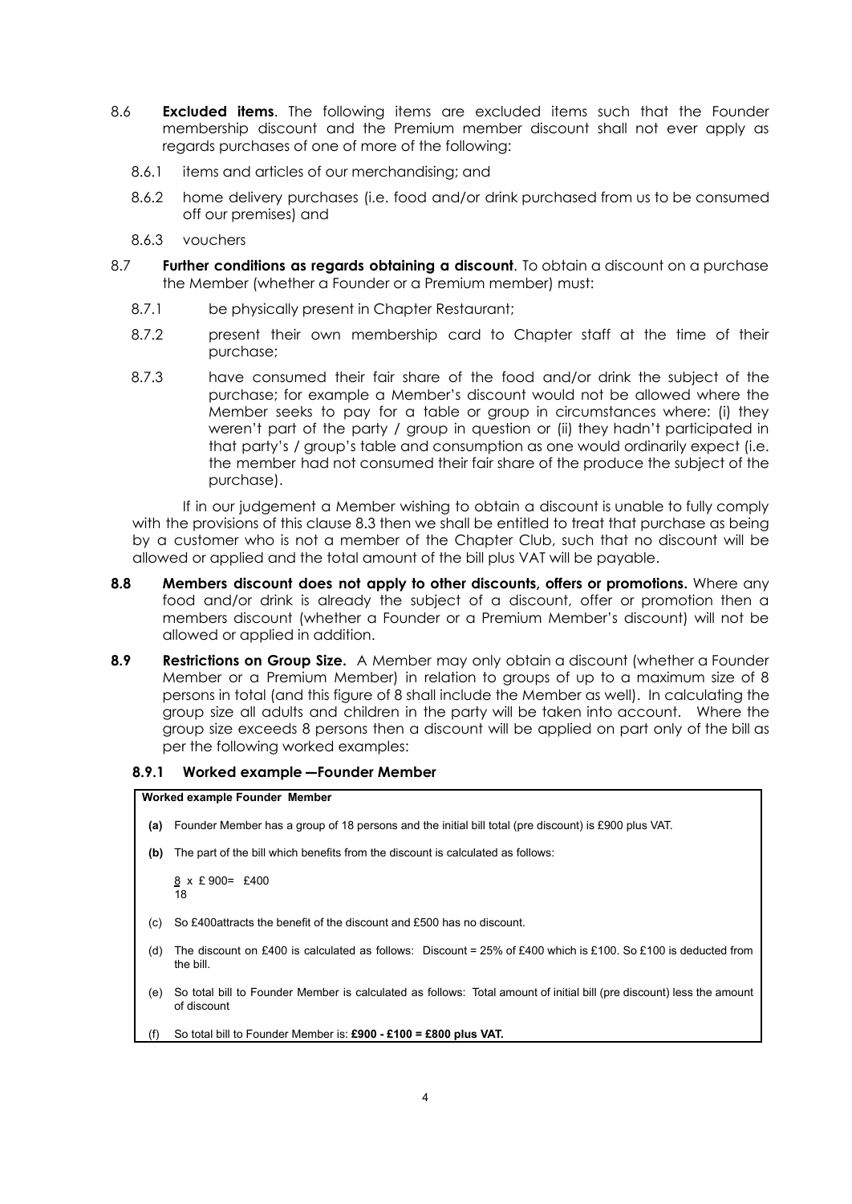8.6 **Excluded items**. The following items are excluded items such that the Founder membership discount and the Premium member discount shall not ever apply as regards purchases of one of more of the following:

8.6.1 items and articles of our merchandising; and

8.6.2 home delivery purchases (i.e. food and/or drink purchased from us to be consumed off our premises) and

8.6.3 vouchers

8.7 **Further conditions as regards obtaining a discount**. To obtain a discount on a purchase the Member (whether a Founder or a Premium member) must:

8.7.1 be physically present in Chapter Restaurant;

8.7.2 present their own membership card to Chapter staff at the time of their purchase;

8.7.3 have consumed their fair share of the food and/or drink the subject of the purchase; for example a Member's discount would not be allowed where the Member seeks to pay for a table or group in circumstances where: (i) they weren't part of the party / group in question or (ii) they hadn't participated in that party's / group's table and consumption as one would ordinarily expect (i.e. the member had not consumed their fair share of the produce the subject of the purchase).

If in our judgement a Member wishing to obtain a discount is unable to fully comply with the provisions of this clause 8.3 then we shall be entitled to treat that purchase as being by a customer who is not a member of the Chapter Club, such that no discount will be allowed or applied and the total amount of the bill plus VAT will be payable.

**8.8 Members discount does not apply to other discounts, offers or promotions.** Where any food and/or drink is already the subject of a discount, offer or promotion then a members discount (whether a Founder or a Premium Member's discount) will not be allowed or applied in addition.

**8.9 Restrictions on Group Size.** A Member may only obtain a discount (whether a Founder Member or a Premium Member) in relation to groups of up to a maximum size of 8 persons in total (and this figure of 8 shall include the Member as well). In calculating the group size all adults and children in the party will be taken into account. Where the group size exceeds 8 persons then a discount will be applied on part only of the bill as per the following worked examples:

#### 8.9.1 Worked example —Founder Member

**Worked example Founder Member**

**(a)** Founder Member has a group of 18 persons and the initial bill total (pre discount) is £900 plus VAT.

**(b)** The part of the bill which benefits from the discount is calculated as follows:

$\frac{8}{18} \times £900 = £400$

(c) So £400attracts the benefit of the discount and £500 has no discount.

(d) The discount on £400 is calculated as follows: Discount = 25% of £400 which is £100. So £100 is deducted from the bill.

(e) So total bill to Founder Member is calculated as follows: Total amount of initial bill (pre discount) less the amount of discount

(f) So total bill to Founder Member is: **£900 - £100 = £800 plus VAT.**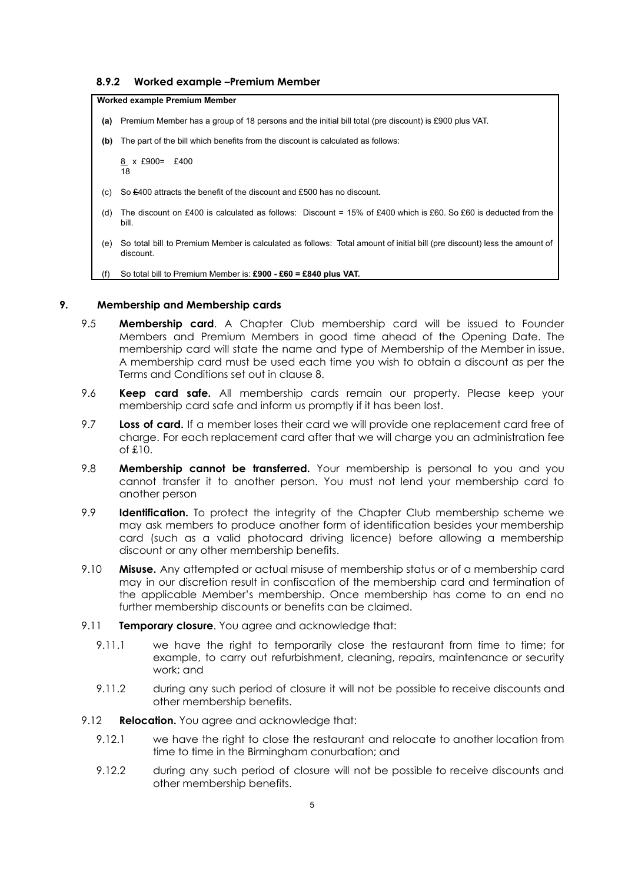### 8.9.2 Worked example –Premium Member

**Worked example Premium Member**

**(a)** Premium Member has a group of 18 persons and the initial bill total (pre discount) is £900 plus VAT.

**(b)** The part of the bill which benefits from the discount is calculated as follows:

$\frac{8}{18}$ x £900= £400

(c) So £400 attracts the benefit of the discount and £500 has no discount.

(d) The discount on £400 is calculated as follows: Discount = 15% of £400 which is £60. So £60 is deducted from the bill.

(e) So total bill to Premium Member is calculated as follows: Total amount of initial bill (pre discount) less the amount of discount.

(f) So total bill to Premium Member is: **£900 - £60 = £840 plus VAT.**

## 9. Membership and Membership cards

9.5 **Membership card**. A Chapter Club membership card will be issued to Founder Members and Premium Members in good time ahead of the Opening Date. The membership card will state the name and type of Membership of the Member in issue. A membership card must be used each time you wish to obtain a discount as per the Terms and Conditions set out in clause 8.

9.6 **Keep card safe.** All membership cards remain our property. Please keep your membership card safe and inform us promptly if it has been lost.

9.7 **Loss of card.** If a member loses their card we will provide one replacement card free of charge. For each replacement card after that we will charge you an administration fee of £10.

9.8 **Membership cannot be transferred.** Your membership is personal to you and you cannot transfer it to another person. You must not lend your membership card to another person

9.9 **Identification.** To protect the integrity of the Chapter Club membership scheme we may ask members to produce another form of identification besides your membership card (such as a valid photocard driving licence) before allowing a membership discount or any other membership benefits.

9.10 **Misuse.** Any attempted or actual misuse of membership status or of a membership card may in our discretion result in confiscation of the membership card and termination of the applicable Member's membership. Once membership has come to an end no further membership discounts or benefits can be claimed.

9.11 **Temporary closure**. You agree and acknowledge that:

9.11.1 we have the right to temporarily close the restaurant from time to time; for example, to carry out refurbishment, cleaning, repairs, maintenance or security work; and

9.11.2 during any such period of closure it will not be possible to receive discounts and other membership benefits.

9.12 **Relocation.** You agree and acknowledge that:

9.12.1 we have the right to close the restaurant and relocate to another location from time to time in the Birmingham conurbation; and

9.12.2 during any such period of closure will not be possible to receive discounts and other membership benefits.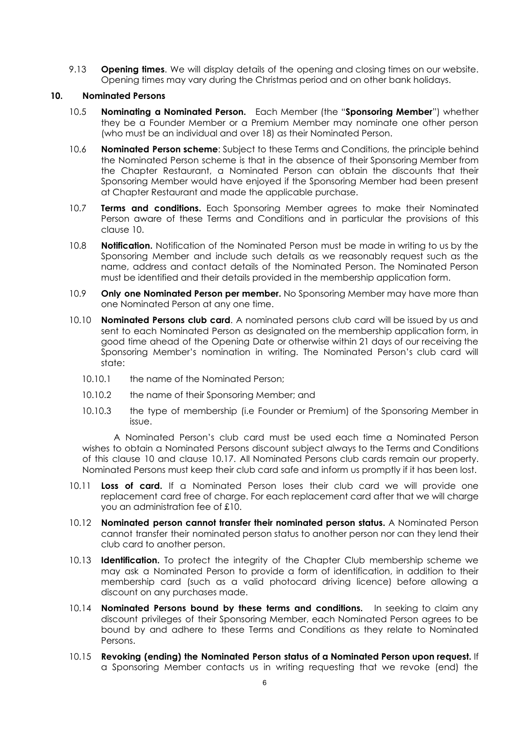9.13 **Opening times**. We will display details of the opening and closing times on our website. Opening times may vary during the Christmas period and on other bank holidays.

## 10. Nominated Persons

10.5 **Nominating a Nominated Person.** Each Member (the "**Sponsoring Member**") whether they be a Founder Member or a Premium Member may nominate one other person (who must be an individual and over 18) as their Nominated Person.

10.6 **Nominated Person scheme**: Subject to these Terms and Conditions, the principle behind the Nominated Person scheme is that in the absence of their Sponsoring Member from the Chapter Restaurant, a Nominated Person can obtain the discounts that their Sponsoring Member would have enjoyed if the Sponsoring Member had been present at Chapter Restaurant and made the applicable purchase.

10.7 **Terms and conditions.** Each Sponsoring Member agrees to make their Nominated Person aware of these Terms and Conditions and in particular the provisions of this clause 10.

10.8 **Notification.** Notification of the Nominated Person must be made in writing to us by the Sponsoring Member and include such details as we reasonably request such as the name, address and contact details of the Nominated Person. The Nominated Person must be identified and their details provided in the membership application form.

10.9 **Only one Nominated Person per member.** No Sponsoring Member may have more than one Nominated Person at any one time.

10.10 **Nominated Persons club card**. A nominated persons club card will be issued by us and sent to each Nominated Person as designated on the membership application form, in good time ahead of the Opening Date or otherwise within 21 days of our receiving the Sponsoring Member's nomination in writing. The Nominated Person's club card will state:

10.10.1 the name of the Nominated Person;

10.10.2 the name of their Sponsoring Member; and

10.10.3 the type of membership (i.e Founder or Premium) of the Sponsoring Member in issue.

A Nominated Person's club card must be used each time a Nominated Person wishes to obtain a Nominated Persons discount subject always to the Terms and Conditions of this clause 10 and clause 10.17. All Nominated Persons club cards remain our property. Nominated Persons must keep their club card safe and inform us promptly if it has been lost.

10.11 **Loss of card.** If a Nominated Person loses their club card we will provide one replacement card free of charge. For each replacement card after that we will charge you an administration fee of £10.

10.12 **Nominated person cannot transfer their nominated person status.** A Nominated Person cannot transfer their nominated person status to another person nor can they lend their club card to another person.

10.13 **Identification.** To protect the integrity of the Chapter Club membership scheme we may ask a Nominated Person to provide a form of identification, in addition to their membership card (such as a valid photocard driving licence) before allowing a discount on any purchases made.

10.14 **Nominated Persons bound by these terms and conditions.** In seeking to claim any discount privileges of their Sponsoring Member, each Nominated Person agrees to be bound by and adhere to these Terms and Conditions as they relate to Nominated Persons.

10.15 **Revoking (ending) the Nominated Person status of a Nominated Person upon request.** If a Sponsoring Member contacts us in writing requesting that we revoke (end) the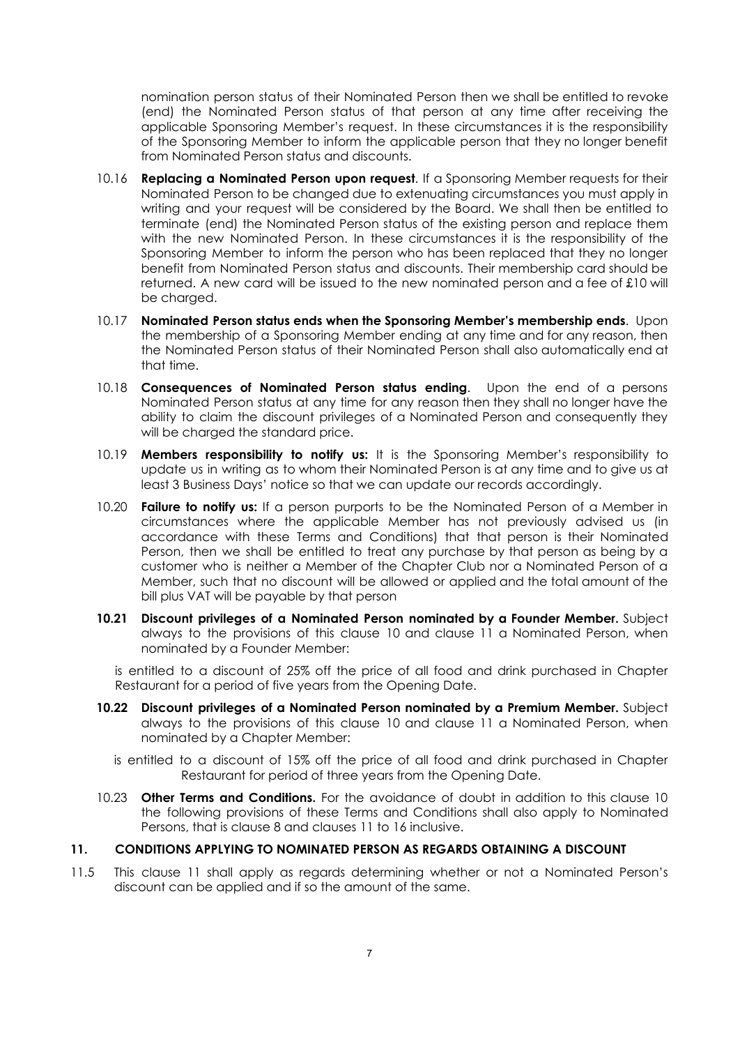nomination person status of their Nominated Person then we shall be entitled to revoke (end) the Nominated Person status of that person at any time after receiving the applicable Sponsoring Member's request. In these circumstances it is the responsibility of the Sponsoring Member to inform the applicable person that they no longer benefit from Nominated Person status and discounts.

10.16 **Replacing a Nominated Person upon request**. If a Sponsoring Member requests for their Nominated Person to be changed due to extenuating circumstances you must apply in writing and your request will be considered by the Board. We shall then be entitled to terminate (end) the Nominated Person status of the existing person and replace them with the new Nominated Person. In these circumstances it is the responsibility of the Sponsoring Member to inform the person who has been replaced that they no longer benefit from Nominated Person status and discounts. Their membership card should be returned. A new card will be issued to the new nominated person and a fee of £10 will be charged.

10.17 **Nominated Person status ends when the Sponsoring Member's membership ends**. Upon the membership of a Sponsoring Member ending at any time and for any reason, then the Nominated Person status of their Nominated Person shall also automatically end at that time.

10.18 **Consequences of Nominated Person status ending**. Upon the end of a persons Nominated Person status at any time for any reason then they shall no longer have the ability to claim the discount privileges of a Nominated Person and consequently they will be charged the standard price.

10.19 **Members responsibility to notify us:** It is the Sponsoring Member's responsibility to update us in writing as to whom their Nominated Person is at any time and to give us at least 3 Business Days' notice so that we can update our records accordingly.

10.20 **Failure to notify us:** If a person purports to be the Nominated Person of a Member in circumstances where the applicable Member has not previously advised us (in accordance with these Terms and Conditions) that that person is their Nominated Person, then we shall be entitled to treat any purchase by that person as being by a customer who is neither a Member of the Chapter Club nor a Nominated Person of a Member, such that no discount will be allowed or applied and the total amount of the bill plus VAT will be payable by that person

**10.21 Discount privileges of a Nominated Person nominated by a Founder Member.** Subject always to the provisions of this clause 10 and clause 11 a Nominated Person, when nominated by a Founder Member:

is entitled to a discount of 25% off the price of all food and drink purchased in Chapter Restaurant for a period of five years from the Opening Date.

**10.22 Discount privileges of a Nominated Person nominated by a Premium Member.** Subject always to the provisions of this clause 10 and clause 11 a Nominated Person, when nominated by a Chapter Member:

is entitled to a discount of 15% off the price of all food and drink purchased in Chapter Restaurant for period of three years from the Opening Date.

10.23 **Other Terms and Conditions.** For the avoidance of doubt in addition to this clause 10 the following provisions of these Terms and Conditions shall also apply to Nominated Persons, that is clause 8 and clauses 11 to 16 inclusive.

## 11. CONDITIONS APPLYING TO NOMINATED PERSON AS REGARDS OBTAINING A DISCOUNT

11.5 This clause 11 shall apply as regards determining whether or not a Nominated Person's discount can be applied and if so the amount of the same.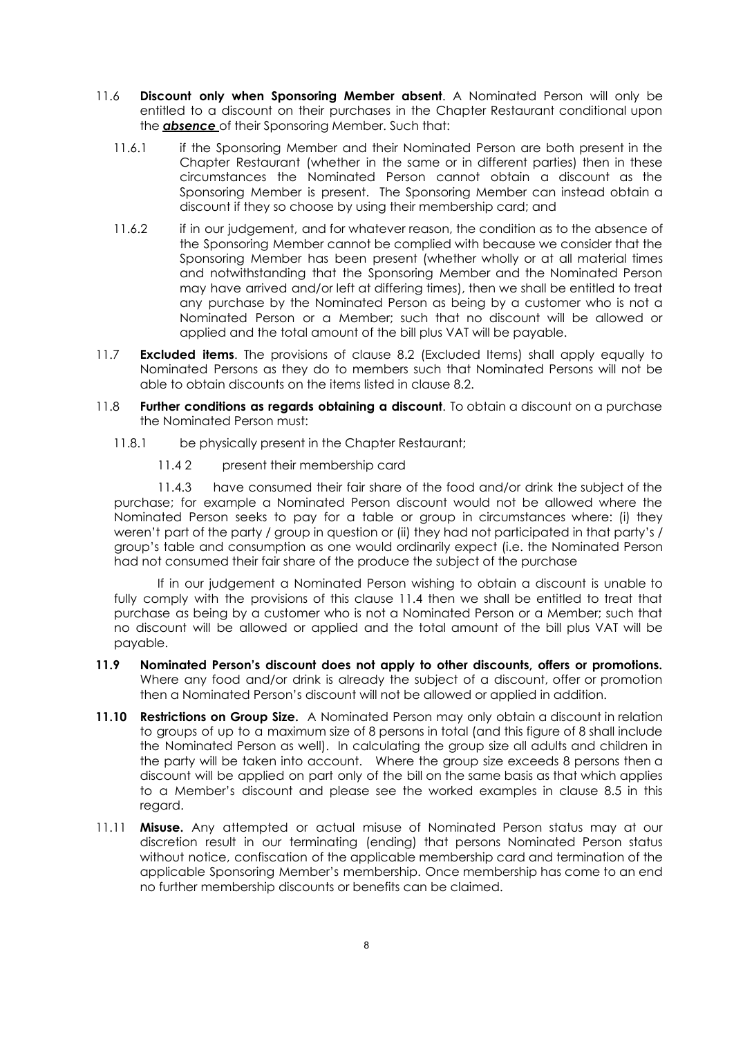11.6 **Discount only when Sponsoring Member absent**. A Nominated Person will only be entitled to a discount on their purchases in the Chapter Restaurant conditional upon the ***absence*** of their Sponsoring Member. Such that:

11.6.1 if the Sponsoring Member and their Nominated Person are both present in the Chapter Restaurant (whether in the same or in different parties) then in these circumstances the Nominated Person cannot obtain a discount as the Sponsoring Member is present. The Sponsoring Member can instead obtain a discount if they so choose by using their membership card; and

11.6.2 if in our judgement, and for whatever reason, the condition as to the absence of the Sponsoring Member cannot be complied with because we consider that the Sponsoring Member has been present (whether wholly or at all material times and notwithstanding that the Sponsoring Member and the Nominated Person may have arrived and/or left at differing times), then we shall be entitled to treat any purchase by the Nominated Person as being by a customer who is not a Nominated Person or a Member; such that no discount will be allowed or applied and the total amount of the bill plus VAT will be payable.

11.7 **Excluded items**. The provisions of clause 8.2 (Excluded Items) shall apply equally to Nominated Persons as they do to members such that Nominated Persons will not be able to obtain discounts on the items listed in clause 8.2.

11.8 **Further conditions as regards obtaining a discount**. To obtain a discount on a purchase the Nominated Person must:

11.8.1 be physically present in the Chapter Restaurant;

11.4 2 present their membership card

11.4.3 have consumed their fair share of the food and/or drink the subject of the purchase; for example a Nominated Person discount would not be allowed where the Nominated Person seeks to pay for a table or group in circumstances where: (i) they weren't part of the party / group in question or (ii) they had not participated in that party's / group's table and consumption as one would ordinarily expect (i.e. the Nominated Person had not consumed their fair share of the produce the subject of the purchase

If in our judgement a Nominated Person wishing to obtain a discount is unable to fully comply with the provisions of this clause 11.4 then we shall be entitled to treat that purchase as being by a customer who is not a Nominated Person or a Member; such that no discount will be allowed or applied and the total amount of the bill plus VAT will be payable.

**11.9 Nominated Person's discount does not apply to other discounts, offers or promotions.** Where any food and/or drink is already the subject of a discount, offer or promotion then a Nominated Person's discount will not be allowed or applied in addition.

**11.10 Restrictions on Group Size.** A Nominated Person may only obtain a discount in relation to groups of up to a maximum size of 8 persons in total (and this figure of 8 shall include the Nominated Person as well). In calculating the group size all adults and children in the party will be taken into account. Where the group size exceeds 8 persons then a discount will be applied on part only of the bill on the same basis as that which applies to a Member's discount and please see the worked examples in clause 8.5 in this regard.

11.11 **Misuse.** Any attempted or actual misuse of Nominated Person status may at our discretion result in our terminating (ending) that persons Nominated Person status without notice, confiscation of the applicable membership card and termination of the applicable Sponsoring Member's membership. Once membership has come to an end no further membership discounts or benefits can be claimed.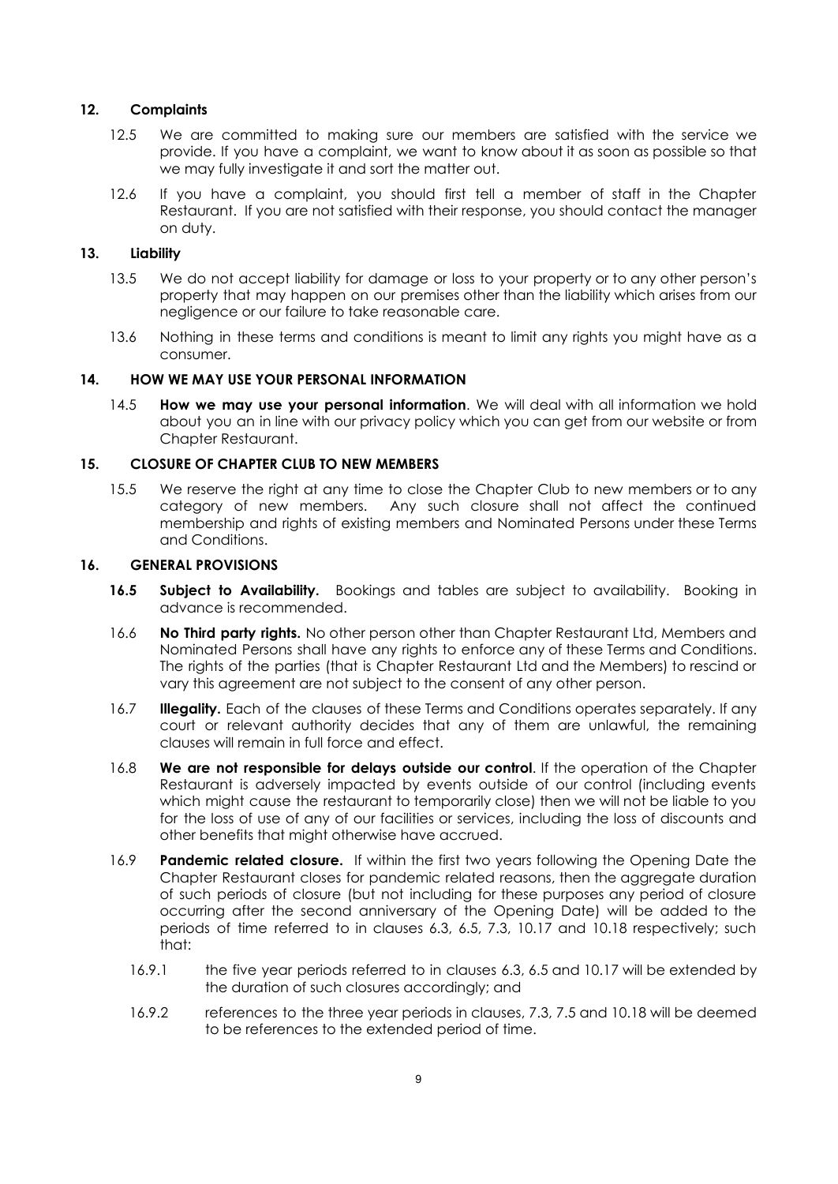## 12. Complaints

12.5 We are committed to making sure our members are satisfied with the service we provide. If you have a complaint, we want to know about it as soon as possible so that we may fully investigate it and sort the matter out.

12.6 If you have a complaint, you should first tell a member of staff in the Chapter Restaurant. If you are not satisfied with their response, you should contact the manager on duty.

## 13. Liability

13.5 We do not accept liability for damage or loss to your property or to any other person's property that may happen on our premises other than the liability which arises from our negligence or our failure to take reasonable care.

13.6 Nothing in these terms and conditions is meant to limit any rights you might have as a consumer.

## 14. HOW WE MAY USE YOUR PERSONAL INFORMATION

14.5 **How we may use your personal information**. We will deal with all information we hold about you an in line with our privacy policy which you can get from our website or from Chapter Restaurant.

## 15. CLOSURE OF CHAPTER CLUB TO NEW MEMBERS

15.5 We reserve the right at any time to close the Chapter Club to new members or to any category of new members. Any such closure shall not affect the continued membership and rights of existing members and Nominated Persons under these Terms and Conditions.

## 16. GENERAL PROVISIONS

**16.5** **Subject to Availability.** Bookings and tables are subject to availability. Booking in advance is recommended.

16.6 **No Third party rights.** No other person other than Chapter Restaurant Ltd, Members and Nominated Persons shall have any rights to enforce any of these Terms and Conditions. The rights of the parties (that is Chapter Restaurant Ltd and the Members) to rescind or vary this agreement are not subject to the consent of any other person.

16.7 **Illegality.** Each of the clauses of these Terms and Conditions operates separately. If any court or relevant authority decides that any of them are unlawful, the remaining clauses will remain in full force and effect.

16.8 **We are not responsible for delays outside our control**. If the operation of the Chapter Restaurant is adversely impacted by events outside of our control (including events which might cause the restaurant to temporarily close) then we will not be liable to you for the loss of use of any of our facilities or services, including the loss of discounts and other benefits that might otherwise have accrued.

16.9 **Pandemic related closure.** If within the first two years following the Opening Date the Chapter Restaurant closes for pandemic related reasons, then the aggregate duration of such periods of closure (but not including for these purposes any period of closure occurring after the second anniversary of the Opening Date) will be added to the periods of time referred to in clauses 6.3, 6.5, 7.3, 10.17 and 10.18 respectively; such that:

16.9.1 the five year periods referred to in clauses 6.3, 6.5 and 10.17 will be extended by the duration of such closures accordingly; and

16.9.2 references to the three year periods in clauses, 7.3, 7.5 and 10.18 will be deemed to be references to the extended period of time.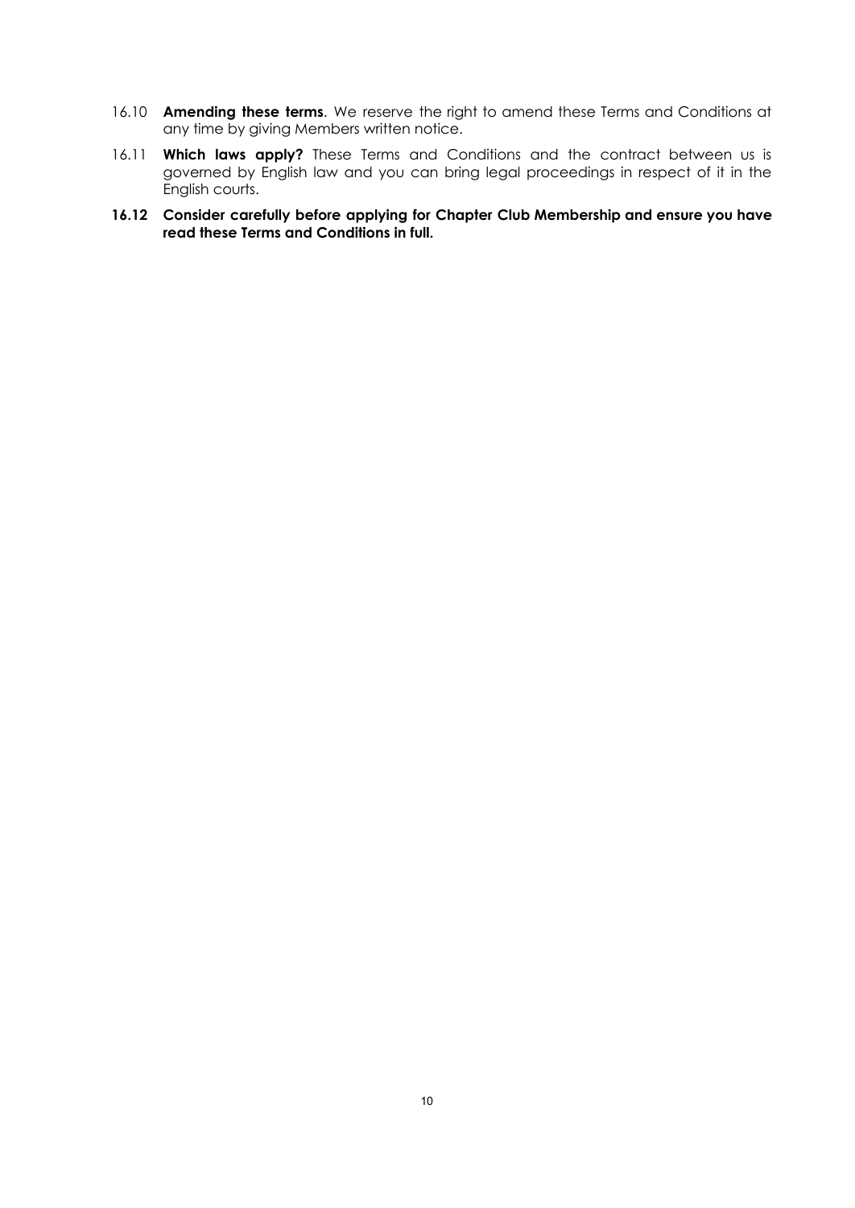16.10 **Amending these terms**. We reserve the right to amend these Terms and Conditions at any time by giving Members written notice.

16.11 **Which laws apply?** These Terms and Conditions and the contract between us is governed by English law and you can bring legal proceedings in respect of it in the English courts.

**16.12 Consider carefully before applying for Chapter Club Membership and ensure you have read these Terms and Conditions in full.**